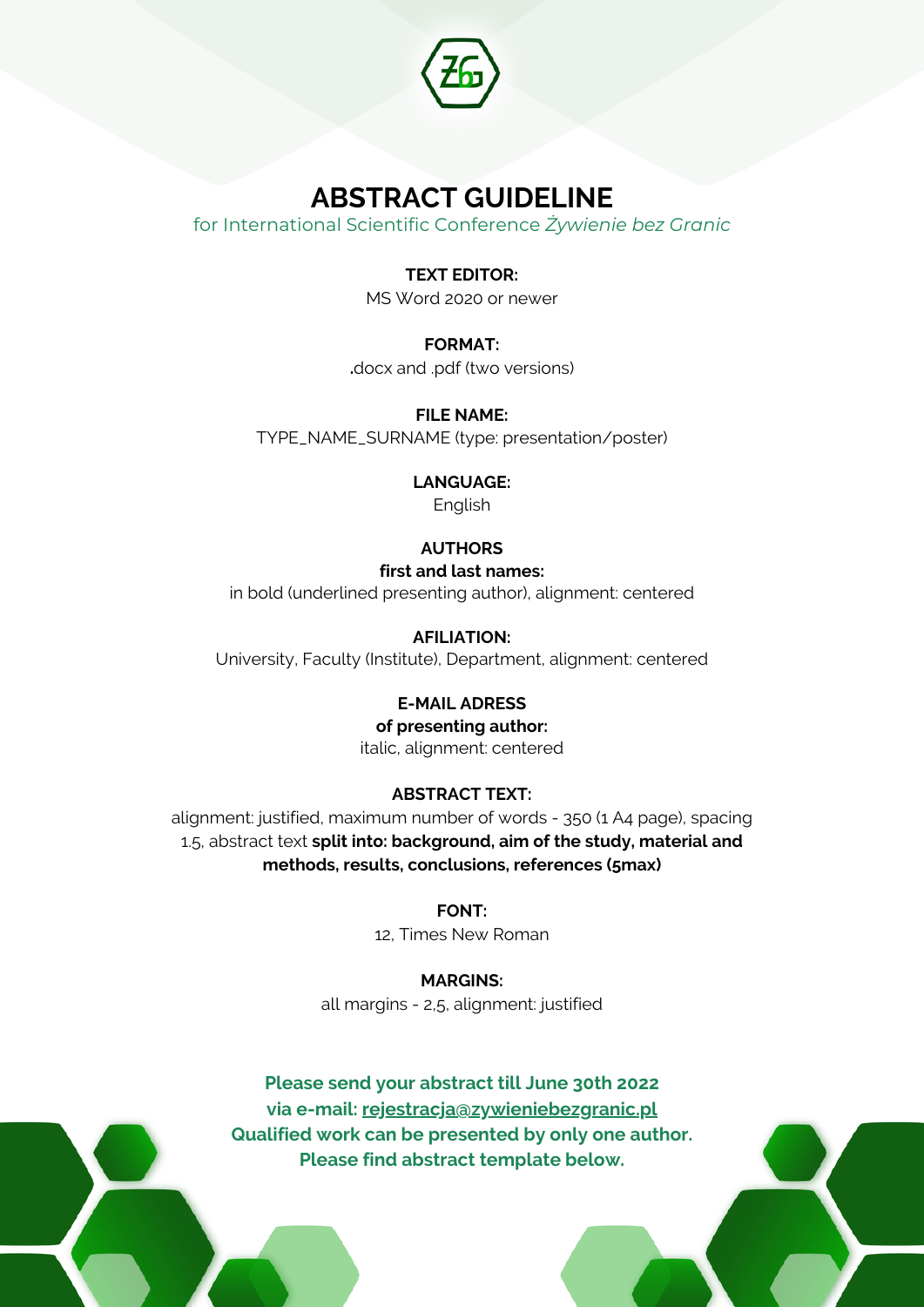# ABSTRACT GUIDELINE

for International Scientific Conference *Żywienie bez Granic*

**TEXT EDITOR:**

MS Word 2020 or newer

**FORMAT:**

**.**docx and .pdf (two versions)

**FILE NAME:**

TYPE_NAME_SURNAME (type: presentation/poster)

**LANGUAGE:**

English

**AUTHORS**

**first and last names:**

in bold (underlined presenting author), alignment: centered

**AFILIATION:**

University, Faculty (Institute), Department, alignment: centered

**E-MAIL ADRESS**

**of presenting author:**

italic, alignment: centered

**ABSTRACT TEXT:**

alignment: justified, maximum number of words - 350 (1 A4 page), spacing 1.5, abstract text **split into: background, aim of the study, material and methods, results, conclusions, references (5max)**

**FONT:**

12, Times New Roman

**MARGINS:**

all margins - 2,5, alignment: justified

**Please send your abstract till June 30th 2022**
**via e-mail: rejestracja@zywieniebezgranic.pl**
**Qualified work can be presented by only one author.**
**Please find abstract template below.**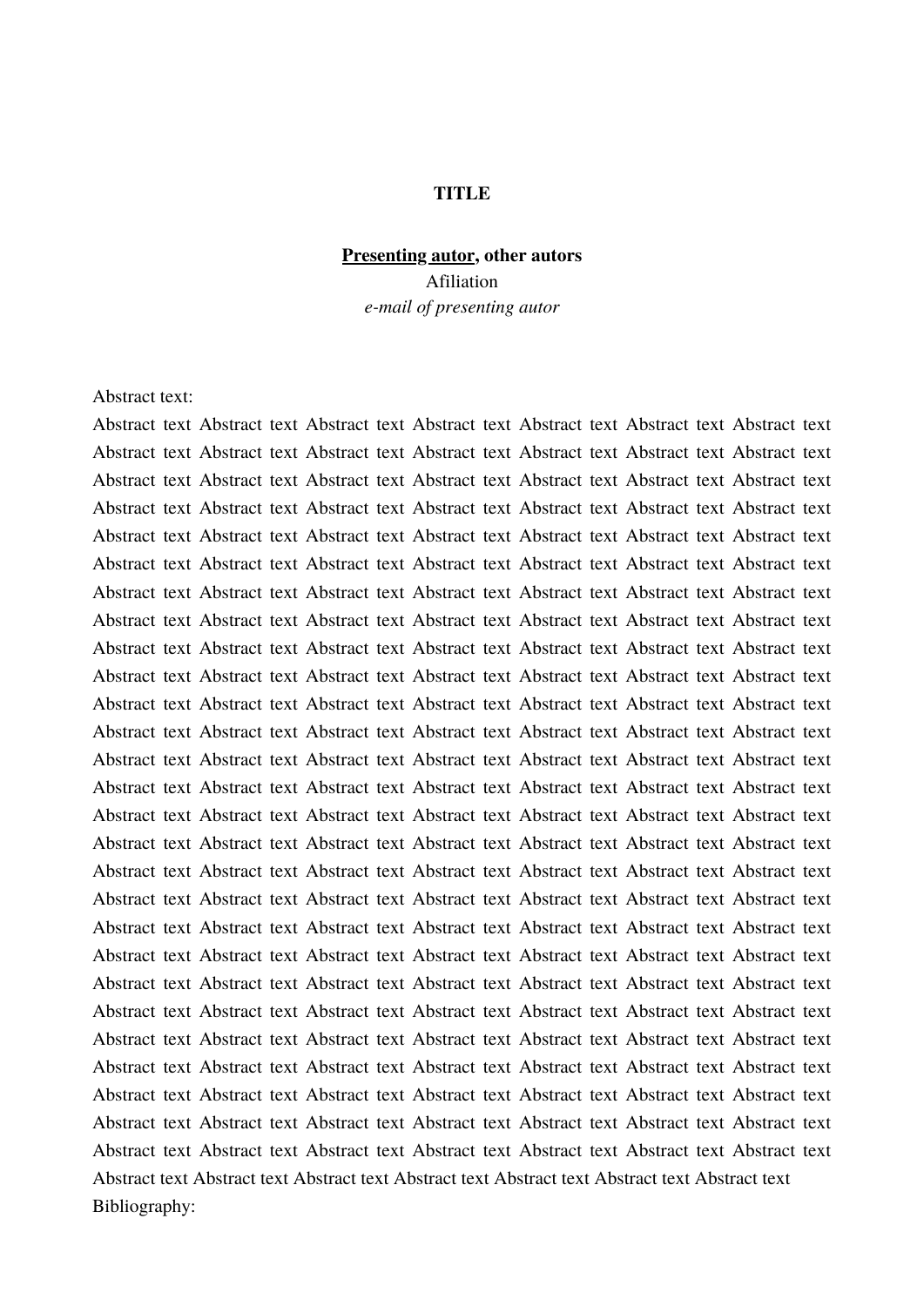**TITLE**

**<u>Presenting autor</u>, other autors**

Afiliation

*e-mail of presenting autor*

Abstract text:

Abstract text Abstract text Abstract text Abstract text Abstract text Abstract text Abstract text Abstract text Abstract text Abstract text Abstract text Abstract text Abstract text Abstract text Abstract text Abstract text Abstract text Abstract text Abstract text Abstract text Abstract text Abstract text Abstract text Abstract text Abstract text Abstract text Abstract text Abstract text Abstract text Abstract text Abstract text Abstract text Abstract text Abstract text Abstract text Abstract text Abstract text Abstract text Abstract text Abstract text Abstract text Abstract text Abstract text Abstract text Abstract text Abstract text Abstract text Abstract text Abstract text Abstract text Abstract text Abstract text Abstract text Abstract text Abstract text Abstract text Abstract text Abstract text Abstract text Abstract text Abstract text Abstract text Abstract text Abstract text Abstract text Abstract text Abstract text Abstract text Abstract text Abstract text Abstract text Abstract text Abstract text Abstract text Abstract text Abstract text Abstract text Abstract text Abstract text Abstract text Abstract text Abstract text Abstract text Abstract text Abstract text Abstract text Abstract text Abstract text Abstract text Abstract text Abstract text Abstract text Abstract text Abstract text Abstract text Abstract text Abstract text Abstract text Abstract text Abstract text Abstract text Abstract text Abstract text Abstract text Abstract text Abstract text Abstract text Abstract text Abstract text Abstract text Abstract text Abstract text Abstract text Abstract text Abstract text Abstract text Abstract text Abstract text Abstract text Abstract text Abstract text Abstract text Abstract text Abstract text Abstract text Abstract text Abstract text Abstract text Abstract text Abstract text Abstract text Abstract text Abstract text Abstract text Abstract text Abstract text Abstract text Abstract text Abstract text Abstract text Abstract text Abstract text Abstract text Abstract text Abstract text Abstract text Abstract text Abstract text Abstract text Abstract text Abstract text Abstract text Abstract text Abstract text Abstract text Abstract text Abstract text Abstract text Abstract text Abstract text Abstract text Abstract text Abstract text Abstract text Abstract text Abstract text Abstract text Abstract text Abstract text Abstract text Abstract text Abstract text Abstract text Abstract text Abstract text Abstract text Abstract text Abstract text Abstract text Abstract text Abstract text Abstract text Abstract text Abstract text Abstract text Abstract text Abstract text Abstract text Abstract text Abstract text Abstract text Abstract text Abstract text Abstract text Abstract text Abstract text Abstract text Abstract text Abstract text Abstract text Abstract text Abstract text Abstract text Abstract text Abstract text Abstract text Abstract text Abstract text Abstract text Abstract text Abstract text Abstract text Abstract text Abstract text Abstract text Abstract text

Bibliography: